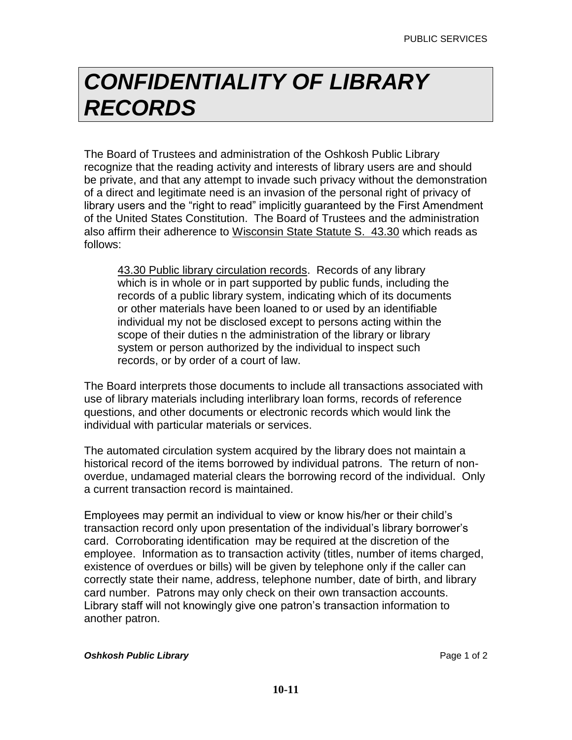# CONFIDENTIALITY OF LIBRARY RECORDS

The Board of Trustees and administration of the Oshkosh Public Library recognize that the reading activity and interests of library users are and should be private, and that any attempt to invade such privacy without the demonstration of a direct and legitimate need is an invasion of the personal right of privacy of library users and the "right to read" implicitly guaranteed by the First Amendment of the United States Constitution. The Board of Trustees and the administration also affirm their adherence to Wisconsin State Statute S. 43.30 which reads as follows:

> 43.30 Public library circulation records. Records of any library which is in whole or in part supported by public funds, including the records of a public library system, indicating which of its documents or other materials have been loaned to or used by an identifiable individual my not be disclosed except to persons acting within the scope of their duties n the administration of the library or library system or person authorized by the individual to inspect such records, or by order of a court of law.

The Board interprets those documents to include all transactions associated with use of library materials including interlibrary loan forms, records of reference questions, and other documents or electronic records which would link the individual with particular materials or services.

The automated circulation system acquired by the library does not maintain a historical record of the items borrowed by individual patrons. The return of non-overdue, undamaged material clears the borrowing record of the individual. Only a current transaction record is maintained.

Employees may permit an individual to view or know his/her or their child's transaction record only upon presentation of the individual's library borrower's card. Corroborating identification may be required at the discretion of the employee. Information as to transaction activity (titles, number of items charged, existence of overdues or bills) will be given by telephone only if the caller can correctly state their name, address, telephone number, date of birth, and library card number. Patrons may only check on their own transaction accounts. Library staff will not knowingly give one patron's transaction information to another patron.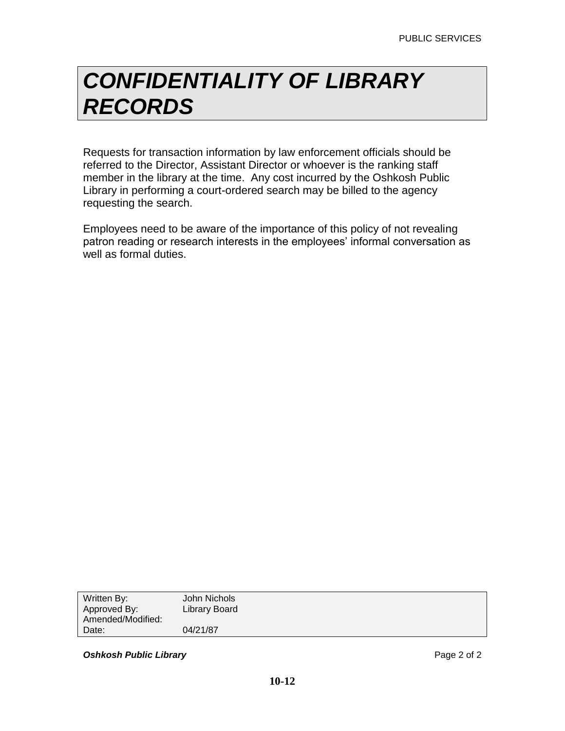# CONFIDENTIALITY OF LIBRARY RECORDS

Requests for transaction information by law enforcement officials should be referred to the Director, Assistant Director or whoever is the ranking staff member in the library at the time.  Any cost incurred by the Oshkosh Public Library in performing a court-ordered search may be billed to the agency requesting the search.

Employees need to be aware of the importance of this policy of not revealing patron reading or research interests in the employees' informal conversation as well as formal duties.

| | |
|---|---|
| Written By: | John Nichols |
| Approved By: | Library Board |
| Amended/Modified: | |
| Date: | 04/21/87 |

***Oshkosh Public Library***

**10-12**